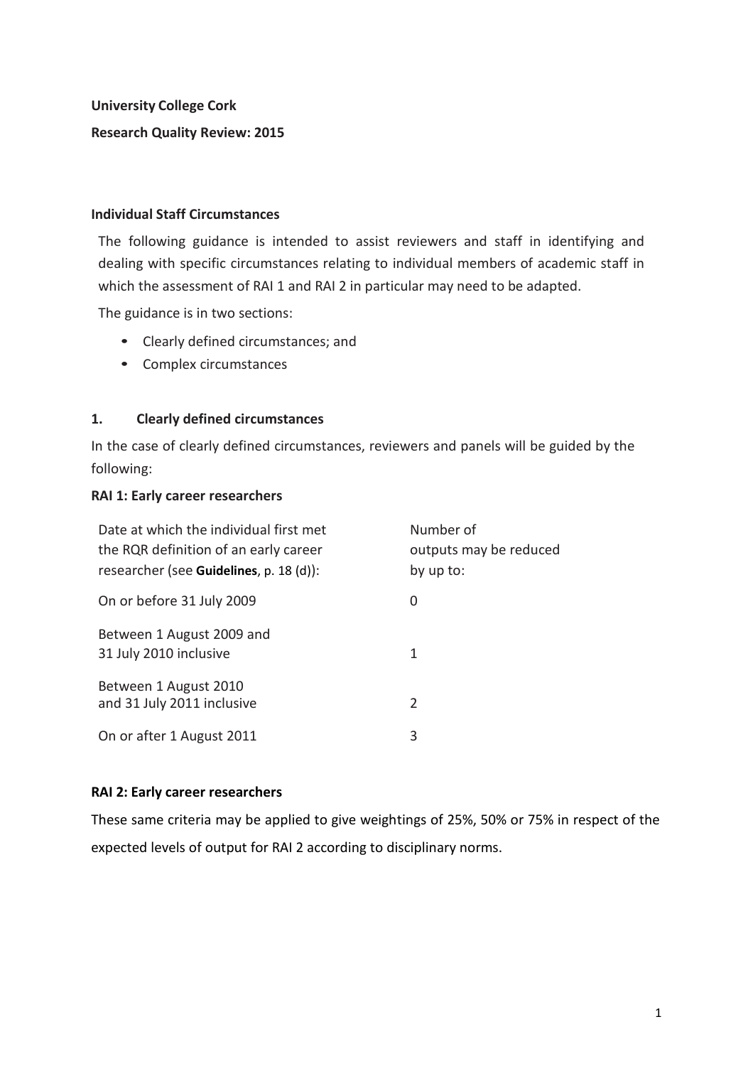**University College Cork**

**Research Quality Review: 2015**

**Individual Staff Circumstances**

The following guidance is intended to assist reviewers and staff in identifying and dealing with specific circumstances relating to individual members of academic staff in which the assessment of RAI 1 and RAI 2 in particular may need to be adapted.

The guidance is in two sections:

- Clearly defined circumstances; and
- Complex circumstances

## 1. Clearly defined circumstances

In the case of clearly defined circumstances, reviewers and panels will be guided by the following:

**RAI 1: Early career researchers**

| Date at which the individual first met the RQR definition of an early career researcher (see **Guidelines**, p. 18 (d)): | Number of outputs may be reduced by up to: |
|---|---|
| On or before 31 July 2009 | 0 |
| Between 1 August 2009 and 31 July 2010 inclusive | 1 |
| Between 1 August 2010 and 31 July 2011 inclusive | 2 |
| On or after 1 August 2011 | 3 |

**RAI 2: Early career researchers**

These same criteria may be applied to give weightings of 25%, 50% or 75% in respect of the expected levels of output for RAI 2 according to disciplinary norms.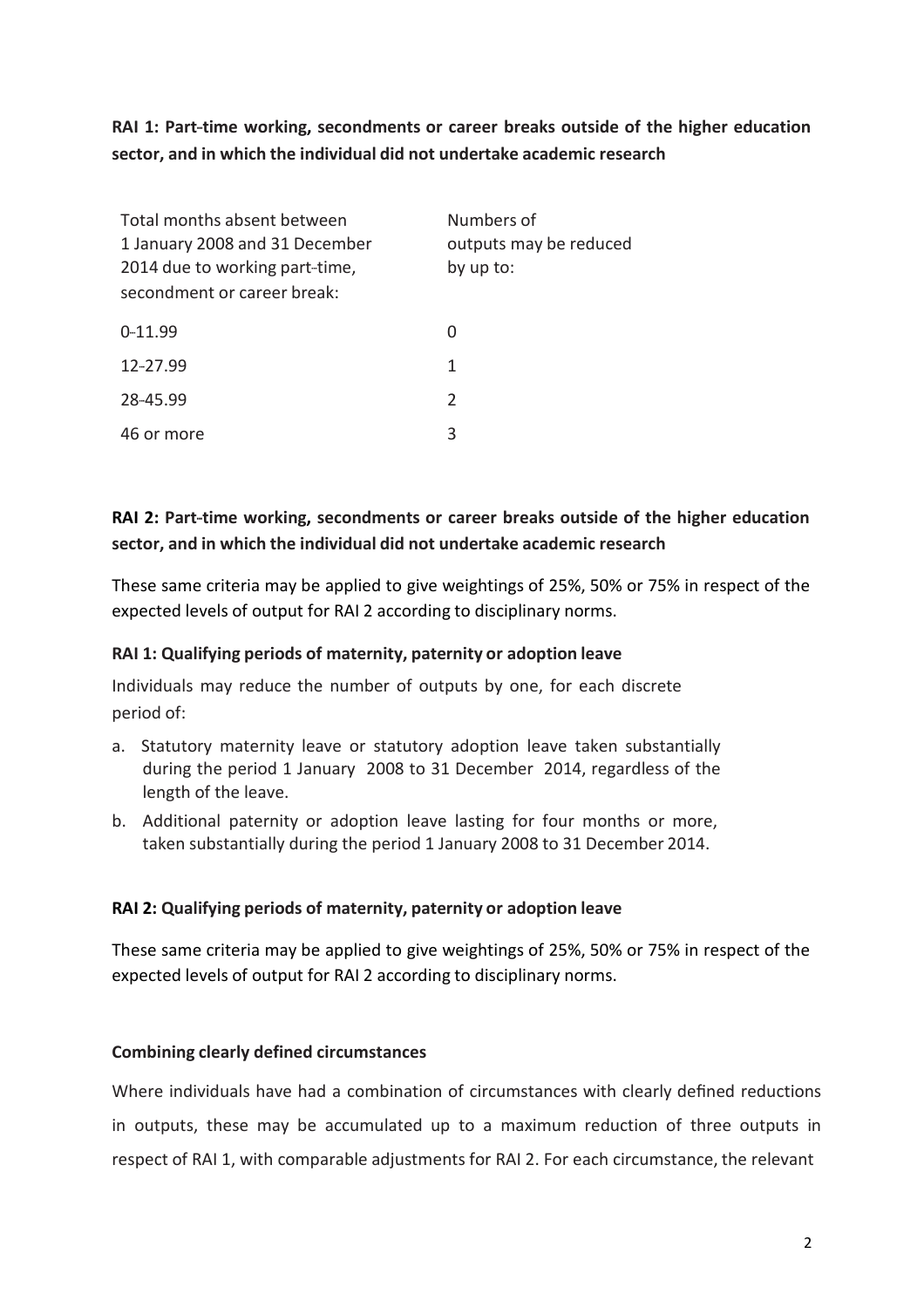**RAI 1: Part-time working, secondments or career breaks outside of the higher education sector, and in which the individual did not undertake academic research**

| Total months absent between 1 January 2008 and 31 December 2014 due to working part-time, secondment or career break: | Numbers of outputs may be reduced by up to: |
|---|---|
| 0-11.99 | 0 |
| 12-27.99 | 1 |
| 28-45.99 | 2 |
| 46 or more | 3 |

**RAI 2: Part-time working, secondments or career breaks outside of the higher education sector, and in which the individual did not undertake academic research**

These same criteria may be applied to give weightings of 25%, 50% or 75% in respect of the expected levels of output for RAI 2 according to disciplinary norms.

**RAI 1: Qualifying periods of maternity, paternity or adoption leave**

Individuals may reduce the number of outputs by one, for each discrete period of:

a. Statutory maternity leave or statutory adoption leave taken substantially during the period 1 January 2008 to 31 December 2014, regardless of the length of the leave.
b. Additional paternity or adoption leave lasting for four months or more, taken substantially during the period 1 January 2008 to 31 December 2014.

**RAI 2: Qualifying periods of maternity, paternity or adoption leave**

These same criteria may be applied to give weightings of 25%, 50% or 75% in respect of the expected levels of output for RAI 2 according to disciplinary norms.

**Combining clearly defined circumstances**

Where individuals have had a combination of circumstances with clearly defined reductions in outputs, these may be accumulated up to a maximum reduction of three outputs in respect of RAI 1, with comparable adjustments for RAI 2. For each circumstance, the relevant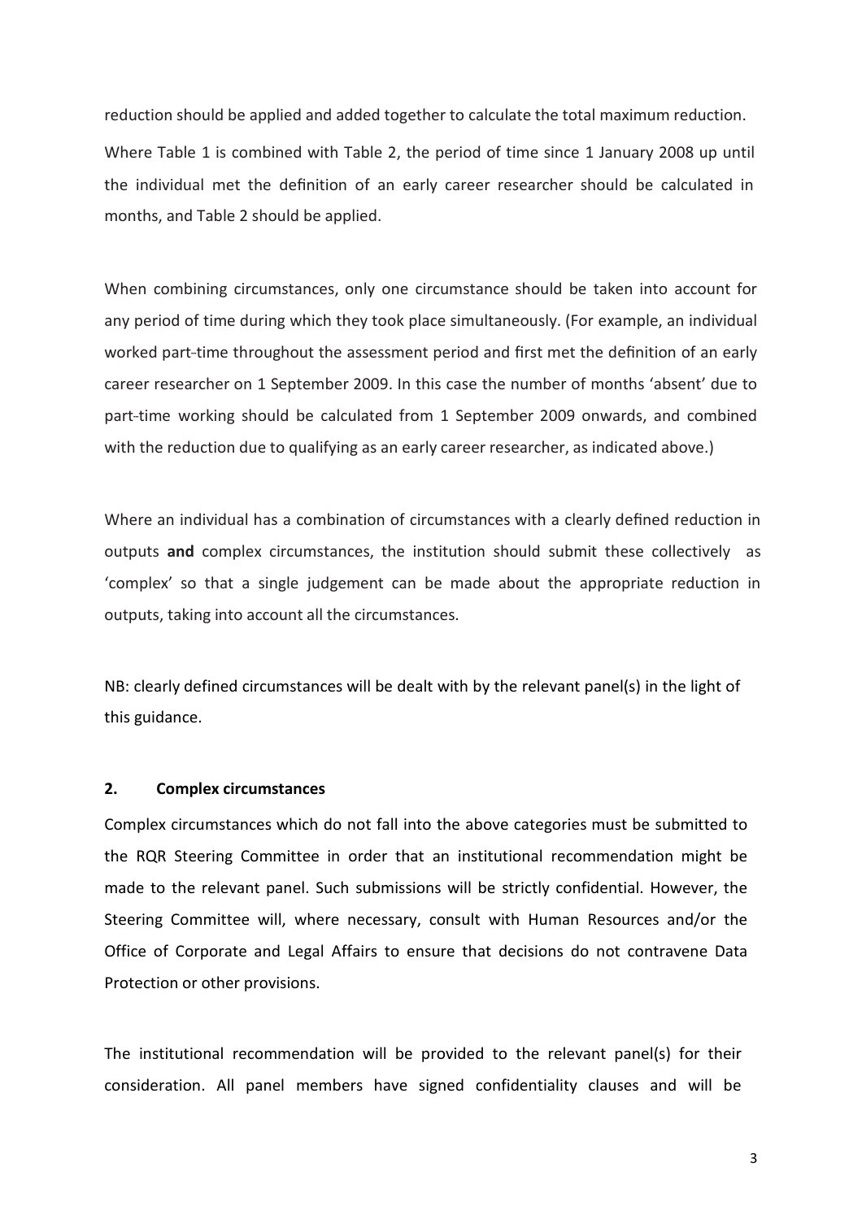reduction should be applied and added together to calculate the total maximum reduction. Where Table 1 is combined with Table 2, the period of time since 1 January 2008 up until the individual met the definition of an early career researcher should be calculated in months, and Table 2 should be applied.

When combining circumstances, only one circumstance should be taken into account for any period of time during which they took place simultaneously. (For example, an individual worked part-time throughout the assessment period and first met the definition of an early career researcher on 1 September 2009. In this case the number of months 'absent' due to part-time working should be calculated from 1 September 2009 onwards, and combined with the reduction due to qualifying as an early career researcher, as indicated above.)

Where an individual has a combination of circumstances with a clearly defined reduction in outputs **and** complex circumstances, the institution should submit these collectively as 'complex' so that a single judgement can be made about the appropriate reduction in outputs, taking into account all the circumstances.

NB: clearly defined circumstances will be dealt with by the relevant panel(s) in the light of this guidance.

## 2. Complex circumstances

Complex circumstances which do not fall into the above categories must be submitted to the RQR Steering Committee in order that an institutional recommendation might be made to the relevant panel. Such submissions will be strictly confidential. However, the Steering Committee will, where necessary, consult with Human Resources and/or the Office of Corporate and Legal Affairs to ensure that decisions do not contravene Data Protection or other provisions.

The institutional recommendation will be provided to the relevant panel(s) for their consideration. All panel members have signed confidentiality clauses and will be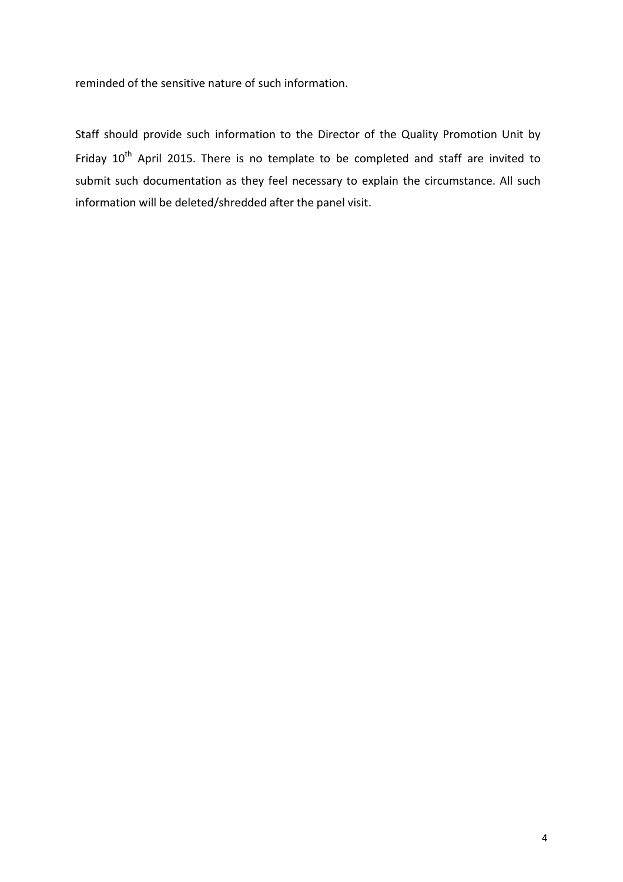reminded of the sensitive nature of such information.

Staff should provide such information to the Director of the Quality Promotion Unit by Friday 10th April 2015. There is no template to be completed and staff are invited to submit such documentation as they feel necessary to explain the circumstance. All such information will be deleted/shredded after the panel visit.